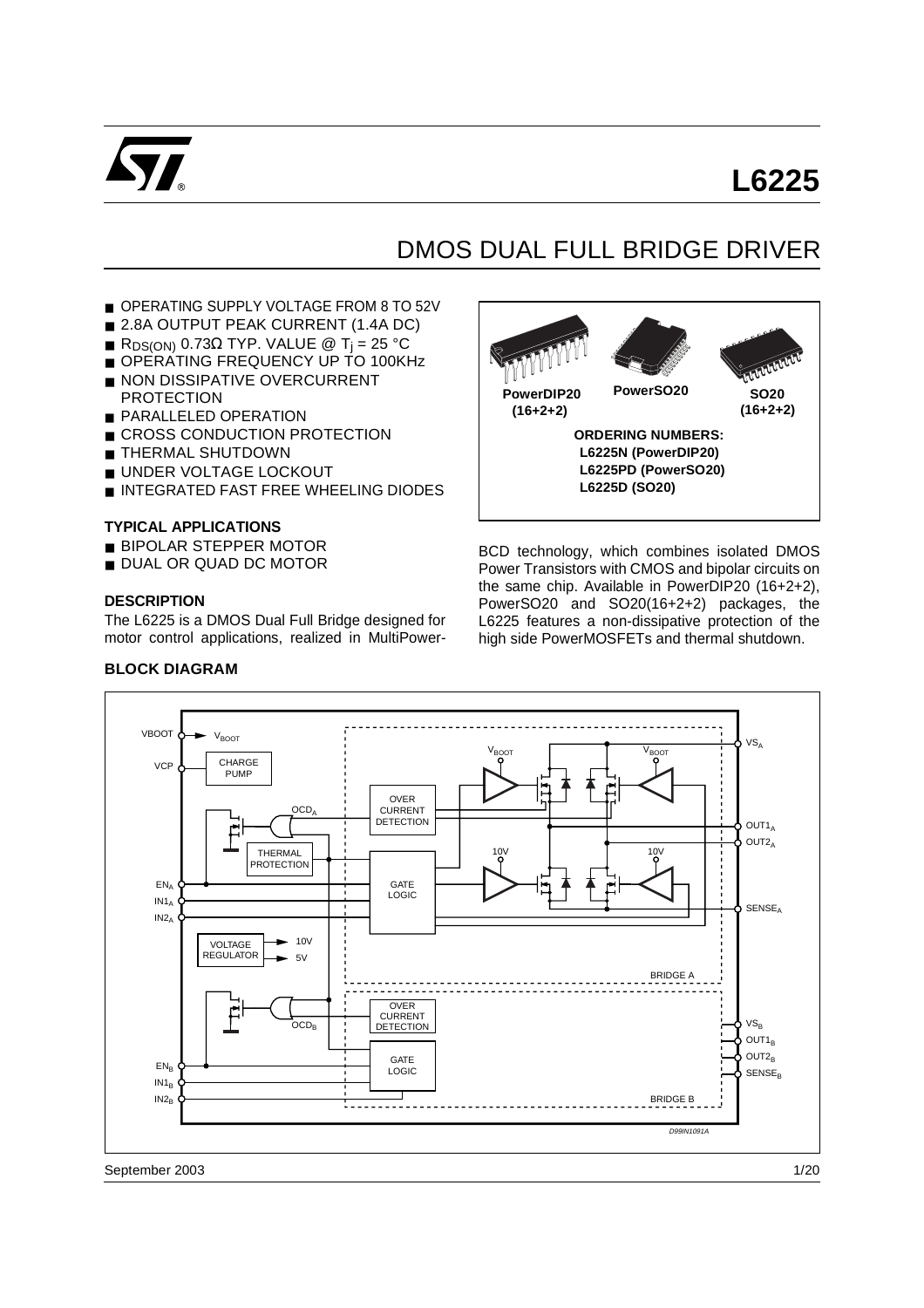# L6225

## DMOS DUAL FULL BRIDGE DRIVER

- OPERATING SUPPLY VOLTAGE FROM 8 TO 52V
- 2.8A OUTPUT PEAK CURRENT (1.4A DC)
- $R_{DS(ON)}$ 0.73Ω TYP. VALUE @ $T_j$ = 25 °C
- OPERATING FREQUENCY UP TO 100KHz
- NON DISSIPATIVE OVERCURRENT PROTECTION
- PARALLELED OPERATION
- CROSS CONDUCTION PROTECTION
- THERMAL SHUTDOWN
- UNDER VOLTAGE LOCKOUT
- INTEGRATED FAST FREE WHEELING DIODES

PowerDIP20 (16+2+2) PowerSO20 SO20 (16+2+2)

**ORDERING NUMBERS:**
**L6225N (PowerDIP20)**
**L6225PD (PowerSO20)**
**L6225D (SO20)**

### TYPICAL APPLICATIONS

- BIPOLAR STEPPER MOTOR
- DUAL OR QUAD DC MOTOR

### DESCRIPTION

The L6225 is a DMOS Dual Full Bridge designed for motor control applications, realized in MultiPower-BCD technology, which combines isolated DMOS Power Transistors with CMOS and bipolar circuits on the same chip. Available in PowerDIP20 (16+2+2), PowerSO20 and SO20(16+2+2) packages, the L6225 features a non-dissipative protection of the high side PowerMOSFETs and thermal shutdown.

### BLOCK DIAGRAM

September 2003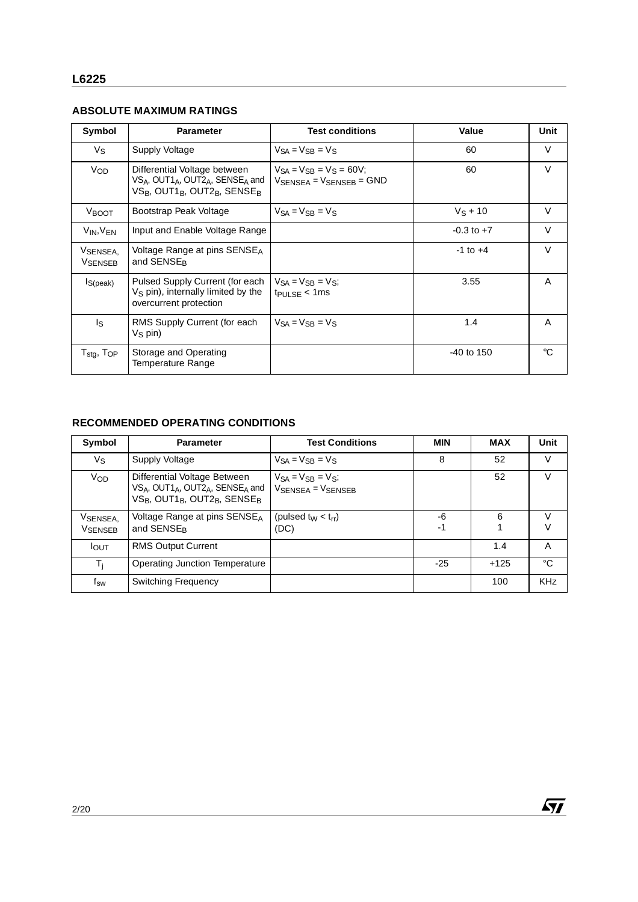## ABSOLUTE MAXIMUM RATINGS

| Symbol | Parameter | Test conditions | Value | Unit |
|---|---|---|---|---|
| $V_S$ | Supply Voltage | $V_{SA} = V_{SB} = V_S$ | 60 | V |
| $V_{OD}$ | Differential Voltage between $VS_A$, $OUT1_A$, $OUT2_A$, $SENSE_A$ and $VS_B$, $OUT1_B$, $OUT2_B$, $SENSE_B$ | $V_{SA} = V_{SB} = V_S = 60V$; $V_{SENSEA} = V_{SENSEB} = GND$ | 60 | V |
| $V_{BOOT}$ | Bootstrap Peak Voltage | $V_{SA} = V_{SB} = V_S$ | $V_S + 10$ | V |
| $V_{IN}$,$V_{EN}$ | Input and Enable Voltage Range | | -0.3 to +7 | V |
| $V_{SENSEA}$, $V_{SENSEB}$ | Voltage Range at pins $SENSE_A$ and $SENSE_B$ | | -1 to +4 | V |
| $I_{S(peak)}$ | Pulsed Supply Current (for each $V_S$ pin), internally limited by the overcurrent protection | $V_{SA} = V_{SB} = V_S$; $t_{PULSE} < 1ms$ | 3.55 | A |
| $I_S$ | RMS Supply Current (for each $V_S$ pin) | $V_{SA} = V_{SB} = V_S$ | 1.4 | A |
| $T_{stg}$, $T_{OP}$ | Storage and Operating Temperature Range | | -40 to 150 | °C |

## RECOMMENDED OPERATING CONDITIONS

| Symbol | Parameter | Test Conditions | MIN | MAX | Unit |
|---|---|---|---|---|---|
| $V_S$ | Supply Voltage | $V_{SA} = V_{SB} = V_S$ | 8 | 52 | V |
| $V_{OD}$ | Differential Voltage Between $VS_A$, $OUT1_A$, $OUT2_A$, $SENSE_A$ and $VS_B$, $OUT1_B$, $OUT2_B$, $SENSE_B$ | $V_{SA} = V_{SB} = V_S$; $V_{SENSEA} = V_{SENSEB}$ | | 52 | V |
| $V_{SENSEA}$, $V_{SENSEB}$ | Voltage Range at pins $SENSE_A$ and $SENSE_B$ | (pulsed $t_W < t_{rr}$)<br>(DC) | -6<br>-1 | 6<br>1 | V<br>V |
| $I_{OUT}$ | RMS Output Current | | | 1.4 | A |
| $T_j$ | Operating Junction Temperature | | -25 | +125 | °C |
| $f_{sw}$ | Switching Frequency | | | 100 | KHz |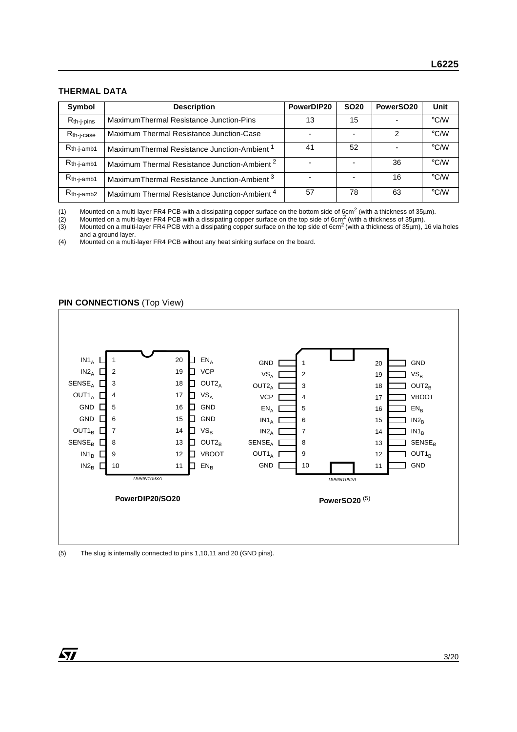## THERMAL DATA

| Symbol | Description | PowerDIP20 | SO20 | PowerSO20 | Unit |
|---|---|---|---|---|---|
| $R_{th\text{-}j\text{-}pins}$ | MaximumThermal Resistance Junction-Pins | 13 | 15 | - | °C/W |
| $R_{th\text{-}j\text{-}case}$ | Maximum Thermal Resistance Junction-Case | - | - | 2 | °C/W |
| $R_{th\text{-}j\text{-}amb1}$ | MaximumThermal Resistance Junction-Ambient [1] | 41 | 52 | - | °C/W |
| $R_{th\text{-}j\text{-}amb1}$ | Maximum Thermal Resistance Junction-Ambient [2] | - | - | 36 | °C/W |
| $R_{th\text{-}j\text{-}amb1}$ | MaximumThermal Resistance Junction-Ambient [3] | - | - | 16 | °C/W |
| $R_{th\text{-}j\text{-}amb2}$ | Maximum Thermal Resistance Junction-Ambient [4] | 57 | 78 | 63 | °C/W |

(1) Mounted on a multi-layer FR4 PCB with a dissipating copper surface on the bottom side of 6cm$^2$ (with a thickness of 35µm).
(2) Mounted on a multi-layer FR4 PCB with a dissipating copper surface on the top side of 6cm$^2$ (with a thickness of 35µm).
(3) Mounted on a multi-layer FR4 PCB with a dissipating copper surface on the top side of 6cm$^2$ (with a thickness of 35µm), 16 via holes and a ground layer.
(4) Mounted on a multi-layer FR4 PCB without any heat sinking surface on the board.

## PIN CONNECTIONS (Top View)

**PowerDIP20/SO20**

| Pin | Name | Pin | Name |
|---|---|---|---|
| 1 | $IN1_A$ | 20 | $EN_A$ |
| 2 | $IN2_A$ | 19 | VCP |
| 3 | $SENSE_A$ | 18 | $OUT2_A$ |
| 4 | $OUT1_A$ | 17 | $VS_A$ |
| 5 | GND | 16 | GND |
| 6 | GND | 15 | GND |
| 7 | $OUT1_B$ | 14 | $VS_B$ |
| 8 | $SENSE_B$ | 13 | $OUT2_B$ |
| 9 | $IN1_B$ | 12 | VBOOT |
| 10 | $IN2_B$ | 11 | $EN_B$ |

D99IN1093A

**PowerSO20** (5)

| Pin | Name | Pin | Name |
|---|---|---|---|
| 1 | GND | 20 | GND |
| 2 | $VS_A$ | 19 | $VS_B$ |
| 3 | $OUT2_A$ | 18 | $OUT2_B$ |
| 4 | VCP | 17 | VBOOT |
| 5 | $EN_A$ | 16 | $EN_B$ |
| 6 | $IN1_A$ | 15 | $IN2_B$ |
| 7 | $IN2_A$ | 14 | $IN1_B$ |
| 8 | $SENSE_A$ | 13 | $SENSE_B$ |
| 9 | $OUT1_A$ | 12 | $OUT1_B$ |
| 10 | GND | 11 | GND |

D99IN1092A

(5) The slug is internally connected to pins 1,10,11 and 20 (GND pins).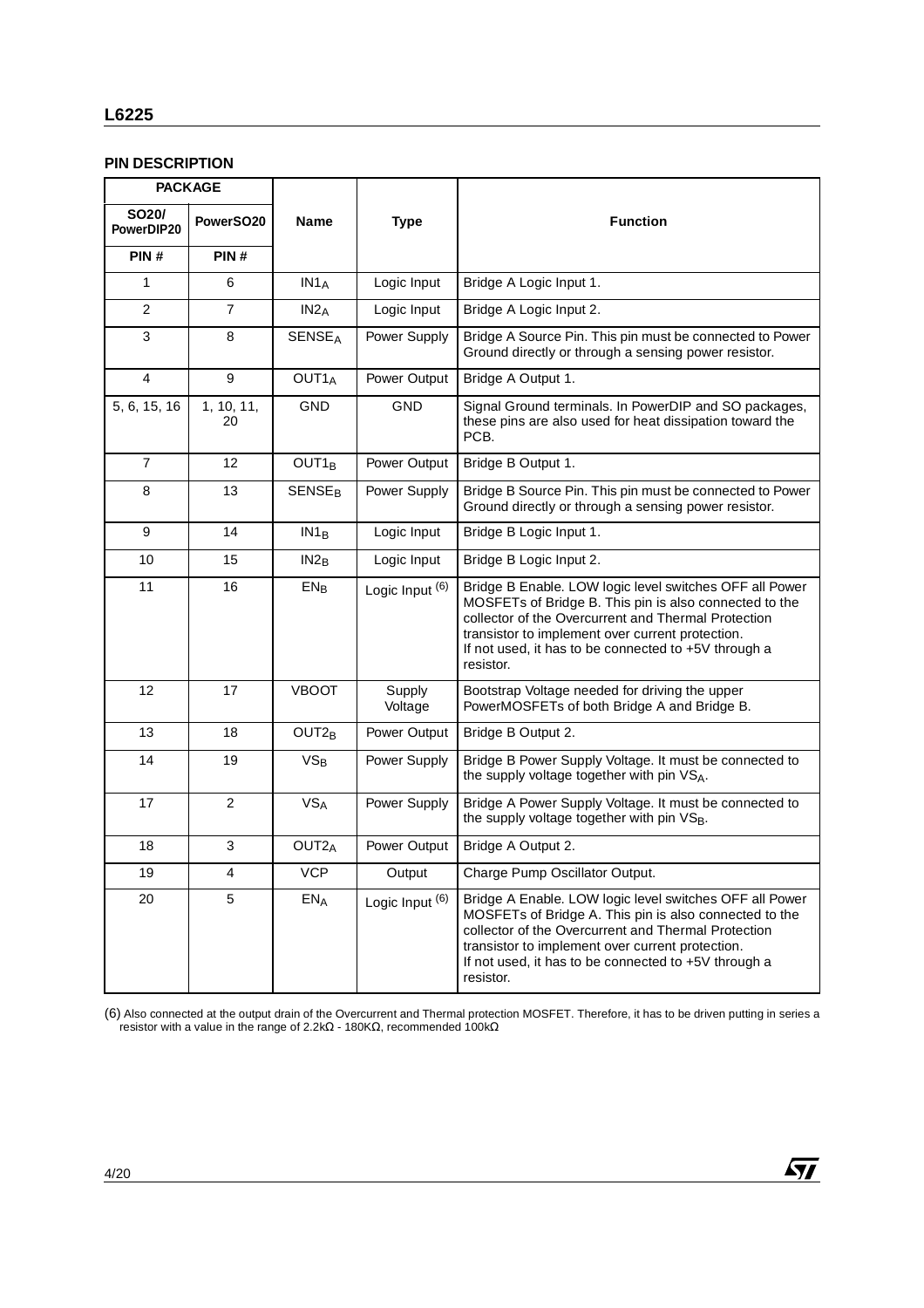## PIN DESCRIPTION

| PACKAGE | | Name | Type | Function |
|---|---|---|---|---|
| SO20/ PowerDIP20 | PowerSO20 | | | |
| PIN # | PIN # | | | |
| 1 | 6 | $IN1_A$ | Logic Input | Bridge A Logic Input 1. |
| 2 | 7 | $IN2_A$ | Logic Input | Bridge A Logic Input 2. |
| 3 | 8 | $SENSE_A$ | Power Supply | Bridge A Source Pin. This pin must be connected to Power Ground directly or through a sensing power resistor. |
| 4 | 9 | $OUT1_A$ | Power Output | Bridge A Output 1. |
| 5, 6, 15, 16 | 1, 10, 11, 20 | GND | GND | Signal Ground terminals. In PowerDIP and SO packages, these pins are also used for heat dissipation toward the PCB. |
| 7 | 12 | $OUT1_B$ | Power Output | Bridge B Output 1. |
| 8 | 13 | $SENSE_B$ | Power Supply | Bridge B Source Pin. This pin must be connected to Power Ground directly or through a sensing power resistor. |
| 9 | 14 | $IN1_B$ | Logic Input | Bridge B Logic Input 1. |
| 10 | 15 | $IN2_B$ | Logic Input | Bridge B Logic Input 2. |
| 11 | 16 | $EN_B$ | Logic Input (6) | Bridge B Enable. LOW logic level switches OFF all Power MOSFETs of Bridge B. This pin is also connected to the collector of the Overcurrent and Thermal Protection transistor to implement over current protection. If not used, it has to be connected to +5V through a resistor. |
| 12 | 17 | VBOOT | Supply Voltage | Bootstrap Voltage needed for driving the upper PowerMOSFETs of both Bridge A and Bridge B. |
| 13 | 18 | $OUT2_B$ | Power Output | Bridge B Output 2. |
| 14 | 19 | $VS_B$ | Power Supply | Bridge B Power Supply Voltage. It must be connected to the supply voltage together with pin $VS_A$. |
| 17 | 2 | $VS_A$ | Power Supply | Bridge A Power Supply Voltage. It must be connected to the supply voltage together with pin $VS_B$. |
| 18 | 3 | $OUT2_A$ | Power Output | Bridge A Output 2. |
| 19 | 4 | VCP | Output | Charge Pump Oscillator Output. |
| 20 | 5 | $EN_A$ | Logic Input (6) | Bridge A Enable. LOW logic level switches OFF all Power MOSFETs of Bridge A. This pin is also connected to the collector of the Overcurrent and Thermal Protection transistor to implement over current protection. If not used, it has to be connected to +5V through a resistor. |

(6) Also connected at the output drain of the Overcurrent and Thermal protection MOSFET. Therefore, it has to be driven putting in series a resistor with a value in the range of 2.2kΩ - 180KΩ, recommended 100kΩ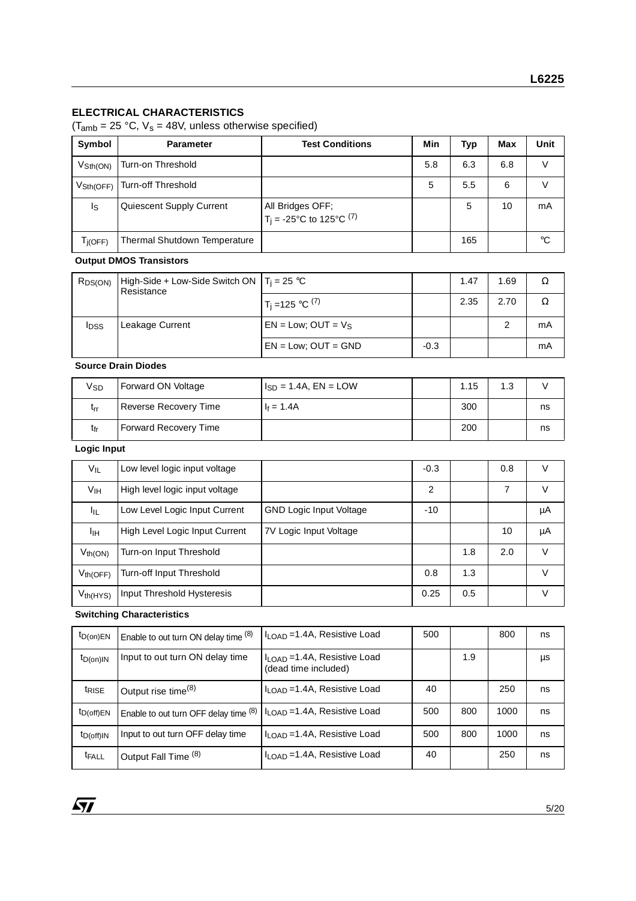## ELECTRICAL CHARACTERISTICS

($T_{amb}$ = 25 °C, $V_s$ = 48V, unless otherwise specified)

| Symbol | Parameter | Test Conditions | Min | Typ | Max | Unit |
|---|---|---|---|---|---|---|
| $V_{Sth(ON)}$ | Turn-on Threshold | | 5.8 | 6.3 | 6.8 | V |
| $V_{Sth(OFF)}$ | Turn-off Threshold | | 5 | 5.5 | 6 | V |
| $I_S$ | Quiescent Supply Current | All Bridges OFF; $T_j$ = -25°C to 125°C (7) | | 5 | 10 | mA |
| $T_{j(OFF)}$ | Thermal Shutdown Temperature | | | 165 | | °C |
| **Output DMOS Transistors** | | | | | | |
| $R_{DS(ON)}$ | High-Side + Low-Side Switch ON Resistance | $T_j$ = 25 °C | | 1.47 | 1.69 | Ω |
| | | $T_j$ =125 °C (7) | | 2.35 | 2.70 | Ω |
| $I_{DSS}$ | Leakage Current | EN = Low; OUT = $V_S$ | | | 2 | mA |
| | | EN = Low; OUT = GND | -0.3 | | | mA |
| **Source Drain Diodes** | | | | | | |
| $V_{SD}$ | Forward ON Voltage | $I_{SD}$ = 1.4A, EN = LOW | | 1.15 | 1.3 | V |
| $t_{rr}$ | Reverse Recovery Time | $I_f$ = 1.4A | | 300 | | ns |
| $t_{fr}$ | Forward Recovery Time | | | 200 | | ns |
| **Logic Input** | | | | | | |
| $V_{IL}$ | Low level logic input voltage | | -0.3 | | 0.8 | V |
| $V_{IH}$ | High level logic input voltage | | 2 | | 7 | V |
| $I_{IL}$ | Low Level Logic Input Current | GND Logic Input Voltage | -10 | | | µA |
| $I_{IH}$ | High Level Logic Input Current | 7V Logic Input Voltage | | | 10 | µA |
| $V_{th(ON)}$ | Turn-on Input Threshold | | | 1.8 | 2.0 | V |
| $V_{th(OFF)}$ | Turn-off Input Threshold | | 0.8 | 1.3 | | V |
| $V_{th(HYS)}$ | Input Threshold Hysteresis | | 0.25 | 0.5 | | V |
| **Switching Characteristics** | | | | | | |
| $t_{D(on)EN}$ | Enable to out turn ON delay time (8) | $I_{LOAD}$ =1.4A, Resistive Load | 500 | | 800 | ns |
| $t_{D(on)IN}$ | Input to out turn ON delay time | $I_{LOAD}$ =1.4A, Resistive Load (dead time included) | | 1.9 | | µs |
| $t_{RISE}$ | Output rise time(8) | $I_{LOAD}$ =1.4A, Resistive Load | 40 | | 250 | ns |
| $t_{D(off)EN}$ | Enable to out turn OFF delay time (8) | $I_{LOAD}$ =1.4A, Resistive Load | 500 | 800 | 1000 | ns |
| $t_{D(off)IN}$ | Input to out turn OFF delay time | $I_{LOAD}$ =1.4A, Resistive Load | 500 | 800 | 1000 | ns |
| $t_{FALL}$ | Output Fall Time (8) | $I_{LOAD}$ =1.4A, Resistive Load | 40 | | 250 | ns |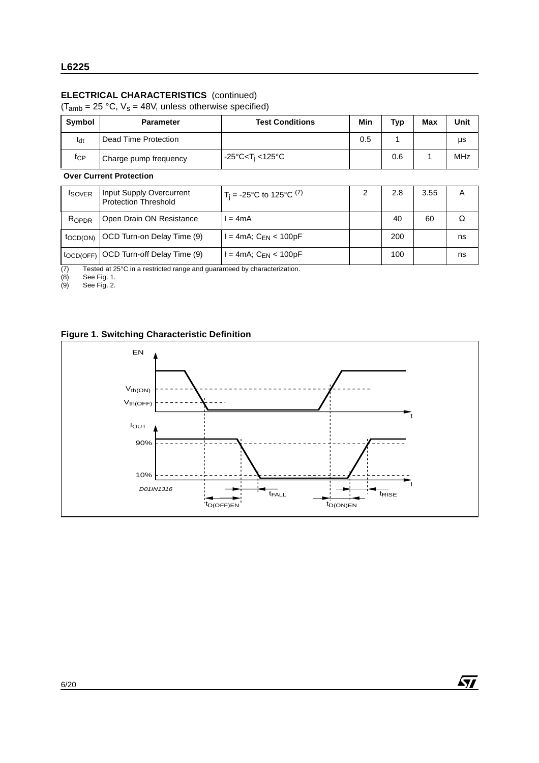### ELECTRICAL CHARACTERISTICS (continued)

($T_{amb}$ = 25 °C, $V_s$ = 48V, unless otherwise specified)

| Symbol | Parameter | Test Conditions | Min | Typ | Max | Unit |
|---|---|---|---|---|---|---|
| $t_{dt}$ | Dead Time Protection | | 0.5 | 1 | | µs |
| $f_{CP}$ | Charge pump frequency | -25°C<$T_j$ <125°C | | 0.6 | 1 | MHz |
| **Over Current Protection** | | | | | | |
| $I_{SOVER}$ | Input Supply Overcurrent Protection Threshold | $T_j$ = -25°C to 125°C (7) | 2 | 2.8 | 3.55 | A |
| $R_{OPDR}$ | Open Drain ON Resistance | I = 4mA | | 40 | 60 | Ω |
| $t_{OCD(ON)}$ | OCD Turn-on Delay Time (9) | I = 4mA; $C_{EN}$ < 100pF | | 200 | | ns |
| $t_{OCD(OFF)}$ | OCD Turn-off Delay Time (9) | I = 4mA; $C_{EN}$ < 100pF | | 100 | | ns |

(7) Tested at 25°C in a restricted range and guaranteed by characterization.
(8) See Fig. 1.
(9) See Fig. 2.

**Figure 1. Switching Characteristic Definition**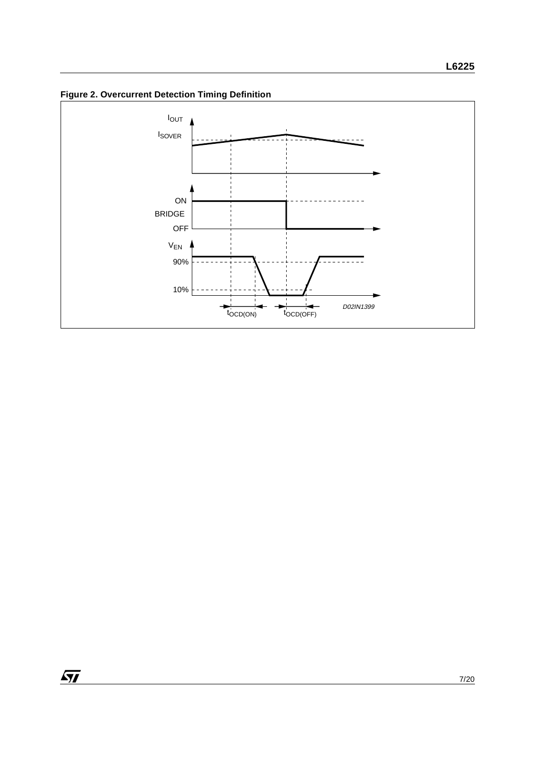**Figure 2. Overcurrent Detection Timing Definition**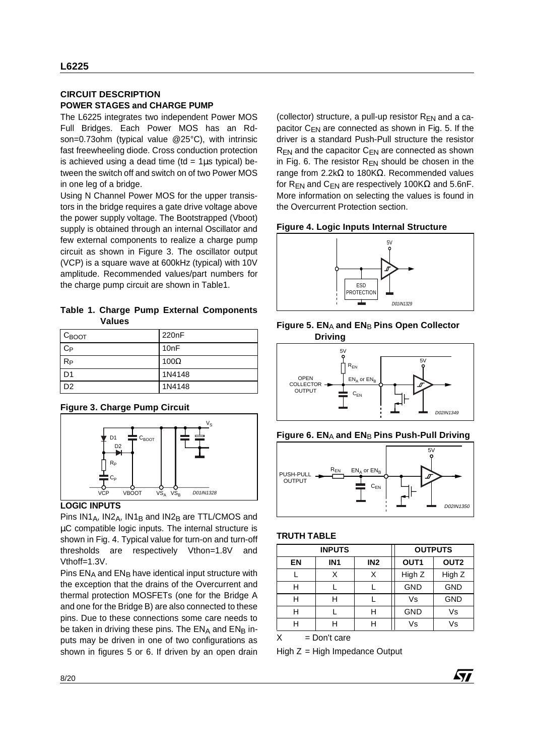## CIRCUIT DESCRIPTION

### POWER STAGES and CHARGE PUMP

The L6225 integrates two independent Power MOS Full Bridges. Each Power MOS has an Rdson=0.73ohm (typical value @25°C), with intrinsic fast freewheeling diode. Cross conduction protection is achieved using a dead time (td = 1µs typical) between the switch off and switch on of two Power MOS in one leg of a bridge.

Using N Channel Power MOS for the upper transistors in the bridge requires a gate drive voltage above the power supply voltage. The Bootstrapped (Vboot) supply is obtained through an internal Oscillator and few external components to realize a charge pump circuit as shown in Figure 3. The oscillator output (VCP) is a square wave at 600kHz (typical) with 10V amplitude. Recommended values/part numbers for the charge pump circuit are shown in Table1.

**Table 1. Charge Pump External Components Values**

| | |
|---|---|
| $C_{BOOT}$ | 220nF |
| $C_P$ | 10nF |
| $R_P$ | 100Ω |
| D1 | 1N4148 |
| D2 | 1N4148 |

**Figure 3. Charge Pump Circuit**

### LOGIC INPUTS

Pins $IN1_A$, $IN2_A$, $IN1_B$ and $IN2_B$ are TTL/CMOS and µC compatible logic inputs. The internal structure is shown in Fig. 4. Typical value for turn-on and turn-off thresholds are respectively Vthon=1.8V and Vthoff=1.3V.

Pins $EN_A$ and $EN_B$ have identical input structure with the exception that the drains of the Overcurrent and thermal protection MOSFETs (one for the Bridge A and one for the Bridge B) are also connected to these pins. Due to these connections some care needs to be taken in driving these pins. The $EN_A$ and $EN_B$ inputs may be driven in one of two configurations as shown in figures 5 or 6. If driven by an open drain (collector) structure, a pull-up resistor $R_{EN}$ and a capacitor $C_{EN}$ are connected as shown in Fig. 5. If the driver is a standard Push-Pull structure the resistor $R_{EN}$ and the capacitor $C_{EN}$ are connected as shown in Fig. 6. The resistor $R_{EN}$ should be chosen in the range from 2.2kΩ to 180KΩ. Recommended values for $R_{EN}$ and $C_{EN}$ are respectively 100KΩ and 5.6nF. More information on selecting the values is found in the Overcurrent Protection section.

**Figure 4. Logic Inputs Internal Structure**

**Figure 5. $EN_A$ and $EN_B$ Pins Open Collector Driving**

**Figure 6. $EN_A$ and $EN_B$ Pins Push-Pull Driving**

### TRUTH TABLE

| INPUTS | | | OUTPUTS | |
|---|---|---|---|---|
| EN | IN1 | IN2 | OUT1 | OUT2 |
| L | X | X | High Z | High Z |
| H | L | L | GND | GND |
| H | H | L | Vs | GND |
| H | L | H | GND | Vs |
| H | H | H | Vs | Vs |

X = Don't care

High Z = High Impedance Output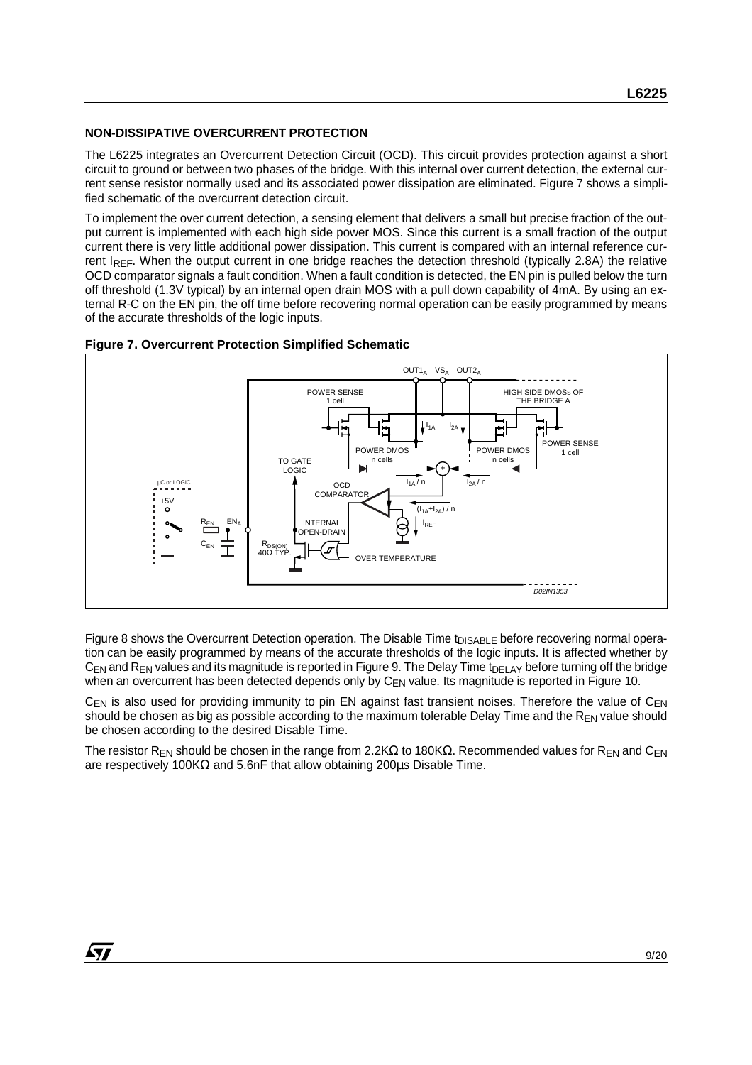## NON-DISSIPATIVE OVERCURRENT PROTECTION

The L6225 integrates an Overcurrent Detection Circuit (OCD). This circuit provides protection against a short circuit to ground or between two phases of the bridge. With this internal over current detection, the external current sense resistor normally used and its associated power dissipation are eliminated. Figure 7 shows a simplified schematic of the overcurrent detection circuit.

To implement the over current detection, a sensing element that delivers a small but precise fraction of the output current is implemented with each high side power MOS. Since this current is a small fraction of the output current there is very little additional power dissipation. This current is compared with an internal reference current $I_{REF}$. When the output current in one bridge reaches the detection threshold (typically 2.8A) the relative OCD comparator signals a fault condition. When a fault condition is detected, the EN pin is pulled below the turn off threshold (1.3V typical) by an internal open drain MOS with a pull down capability of 4mA. By using an external R-C on the EN pin, the off time before recovering normal operation can be easily programmed by means of the accurate thresholds of the logic inputs.

**Figure 7. Overcurrent Protection Simplified Schematic**

Figure 8 shows the Overcurrent Detection operation. The Disable Time $t_{DISABLE}$ before recovering normal operation can be easily programmed by means of the accurate thresholds of the logic inputs. It is affected whether by $C_{EN}$ and $R_{EN}$ values and its magnitude is reported in Figure 9. The Delay Time $t_{DELAY}$ before turning off the bridge when an overcurrent has been detected depends only by $C_{EN}$ value. Its magnitude is reported in Figure 10.

$C_{EN}$ is also used for providing immunity to pin EN against fast transient noises. Therefore the value of $C_{EN}$ should be chosen as big as possible according to the maximum tolerable Delay Time and the $R_{EN}$ value should be chosen according to the desired Disable Time.

The resistor $R_{EN}$ should be chosen in the range from 2.2KΩ to 180KΩ. Recommended values for $R_{EN}$ and $C_{EN}$ are respectively 100KΩ and 5.6nF that allow obtaining 200µs Disable Time.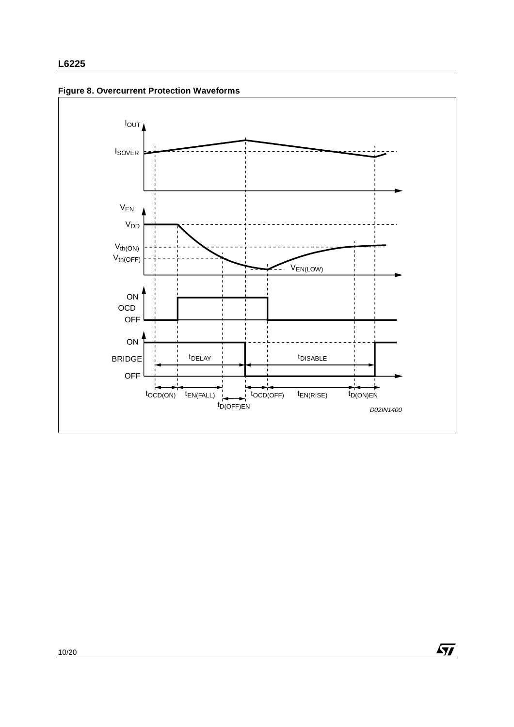**Figure 8. Overcurrent Protection Waveforms**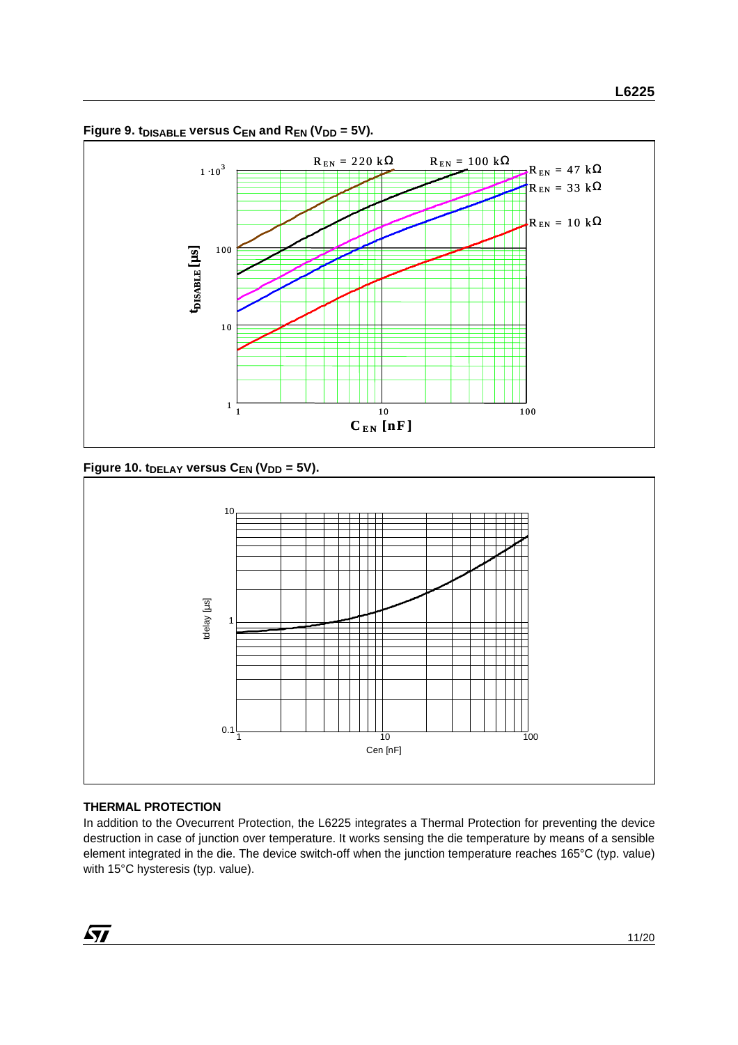**Figure 9. $t_{DISABLE}$ versus $C_{EN}$ and $R_{EN}$ ($V_{DD}$ = 5V).**

**Figure 10. $t_{DELAY}$ versus $C_{EN}$ ($V_{DD}$ = 5V).**

### THERMAL PROTECTION

In addition to the Ovecurrent Protection, the L6225 integrates a Thermal Protection for preventing the device destruction in case of junction over temperature. It works sensing the die temperature by means of a sensible element integrated in the die. The device switch-off when the junction temperature reaches 165°C (typ. value) with 15°C hysteresis (typ. value).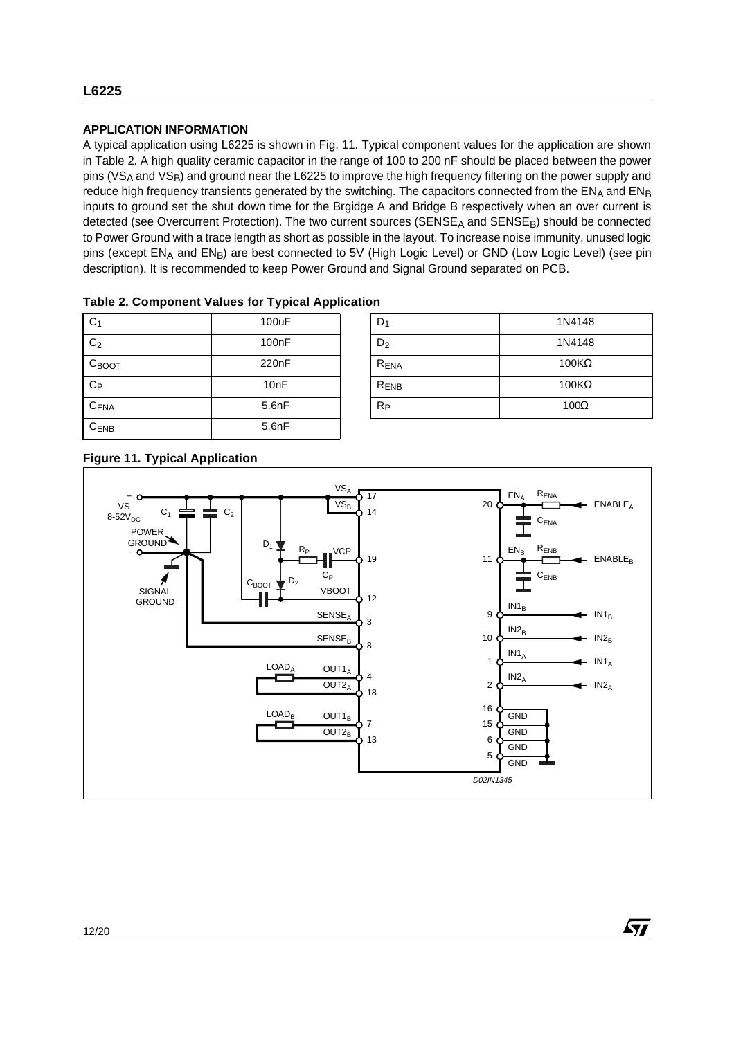## APPLICATION INFORMATION

A typical application using L6225 is shown in Fig. 11. Typical component values for the application are shown in Table 2. A high quality ceramic capacitor in the range of 100 to 200 nF should be placed between the power pins ($VS_A$ and $VS_B$) and ground near the L6225 to improve the high frequency filtering on the power supply and reduce high frequency transients generated by the switching. The capacitors connected from the $EN_A$ and $EN_B$ inputs to ground set the shut down time for the Brgidge A and Bridge B respectively when an over current is detected (see Overcurrent Protection). The two current sources ($SENSE_A$ and $SENSE_B$) should be connected to Power Ground with a trace length as short as possible in the layout. To increase noise immunity, unused logic pins (except $EN_A$ and $EN_B$) are best connected to 5V (High Logic Level) or GND (Low Logic Level) (see pin description). It is recommended to keep Power Ground and Signal Ground separated on PCB.

**Table 2. Component Values for Typical Application**

| Component | Value | Component | Value |
|---|---|---|---|
| $C_1$ | 100uF | $D_1$ | 1N4148 |
| $C_2$ | 100nF | $D_2$ | 1N4148 |
| $C_{BOOT}$ | 220nF | $R_{ENA}$ | 100KΩ |
| $C_P$ | 10nF | $R_{ENB}$ | 100KΩ |
| $C_{ENA}$ | 5.6nF | $R_P$ | 100Ω |
| $C_{ENB}$ | 5.6nF | | |

**Figure 11. Typical Application**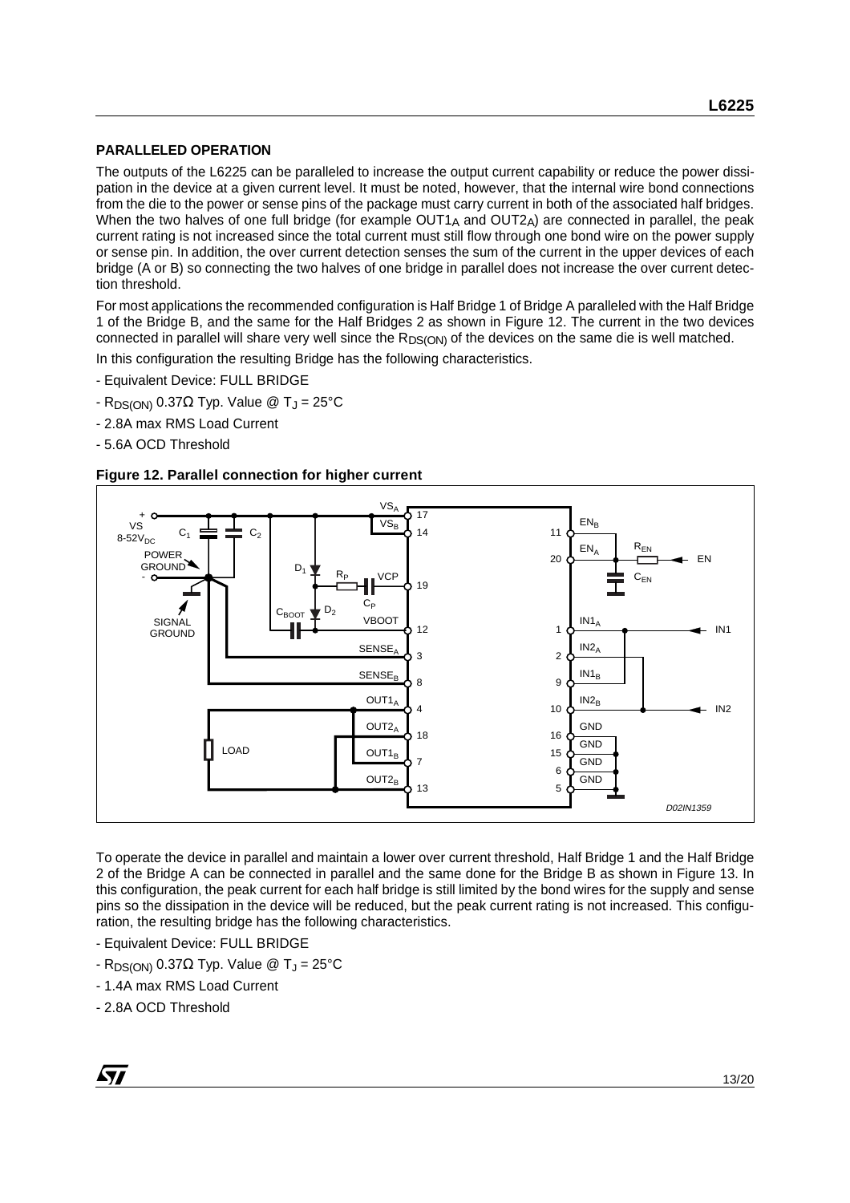## PARALLELED OPERATION

The outputs of the L6225 can be paralleled to increase the output current capability or reduce the power dissipation in the device at a given current level. It must be noted, however, that the internal wire bond connections from the die to the power or sense pins of the package must carry current in both of the associated half bridges. When the two halves of one full bridge (for example $OUT1_A$ and $OUT2_A$) are connected in parallel, the peak current rating is not increased since the total current must still flow through one bond wire on the power supply or sense pin. In addition, the over current detection senses the sum of the current in the upper devices of each bridge (A or B) so connecting the two halves of one bridge in parallel does not increase the over current detection threshold.

For most applications the recommended configuration is Half Bridge 1 of Bridge A paralleled with the Half Bridge 1 of the Bridge B, and the same for the Half Bridges 2 as shown in Figure 12. The current in the two devices connected in parallel will share very well since the $R_{DS(ON)}$ of the devices on the same die is well matched.

In this configuration the resulting Bridge has the following characteristics.

- Equivalent Device: FULL BRIDGE
- $R_{DS(ON)}$ 0.37Ω Typ. Value @ $T_J$ = 25°C
- 2.8A max RMS Load Current
- 5.6A OCD Threshold

**Figure 12. Parallel connection for higher current**

To operate the device in parallel and maintain a lower over current threshold, Half Bridge 1 and the Half Bridge 2 of the Bridge A can be connected in parallel and the same done for the Bridge B as shown in Figure 13. In this configuration, the peak current for each half bridge is still limited by the bond wires for the supply and sense pins so the dissipation in the device will be reduced, but the peak current rating is not increased. This configuration, the resulting bridge has the following characteristics.

- Equivalent Device: FULL BRIDGE
- $R_{DS(ON)}$ 0.37Ω Typ. Value @ $T_J$ = 25°C
- 1.4A max RMS Load Current
- 2.8A OCD Threshold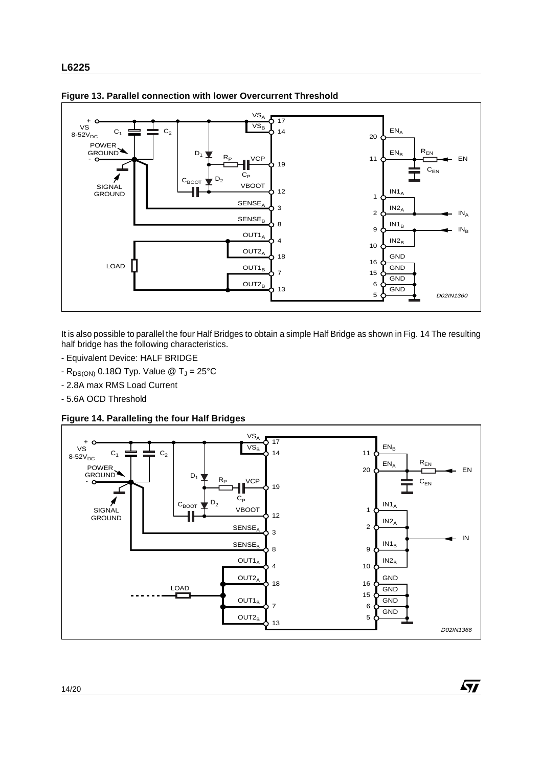**Figure 13. Parallel connection with lower Overcurrent Threshold**

It is also possible to parallel the four Half Bridges to obtain a simple Half Bridge as shown in Fig. 14 The resulting half bridge has the following characteristics.

- Equivalent Device: HALF BRIDGE
- $R_{DS(ON)}$ 0.18Ω Typ. Value @ $T_J$ = 25°C
- 2.8A max RMS Load Current
- 5.6A OCD Threshold

**Figure 14. Paralleling the four Half Bridges**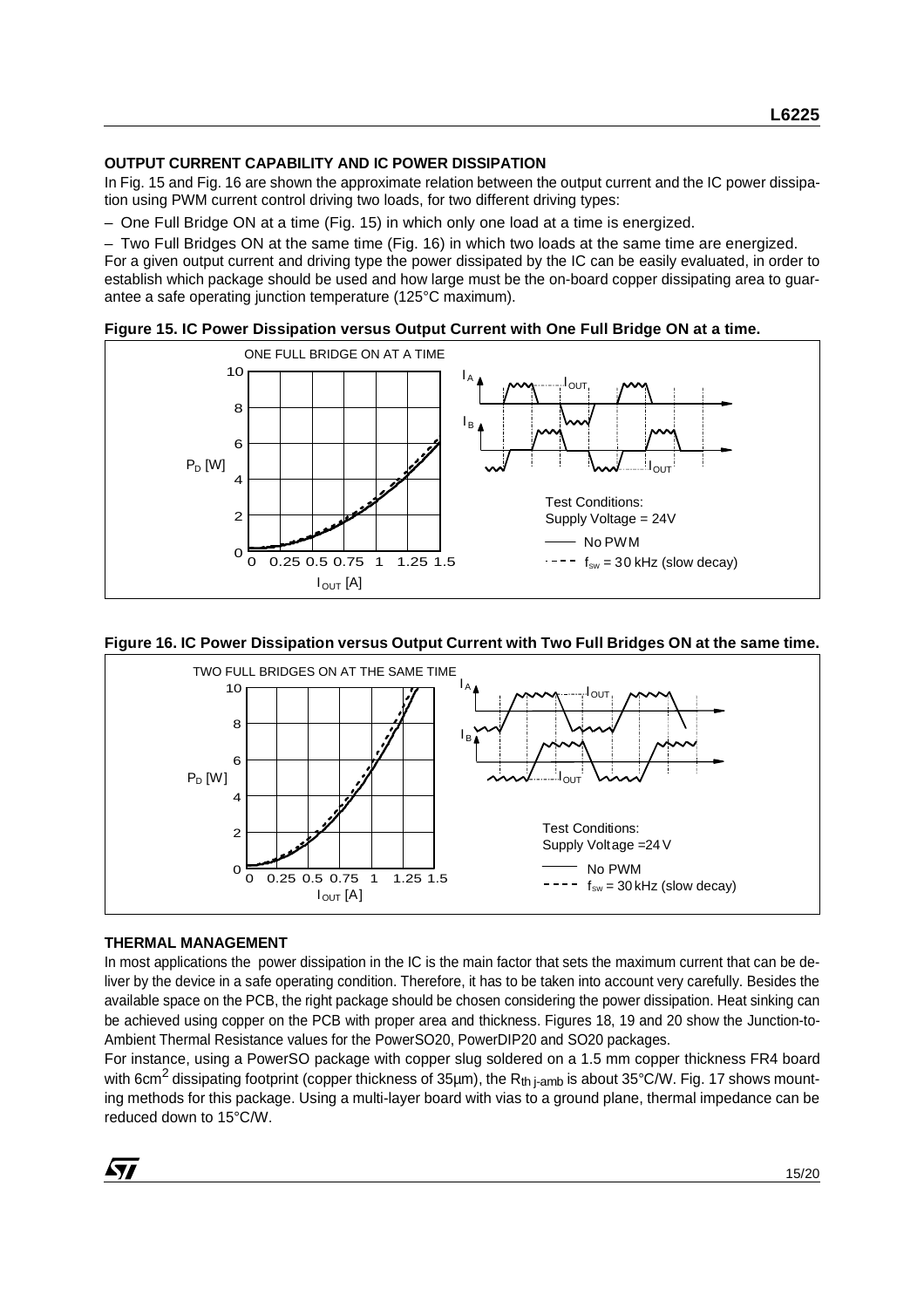### OUTPUT CURRENT CAPABILITY AND IC POWER DISSIPATION

In Fig. 15 and Fig. 16 are shown the approximate relation between the output current and the IC power dissipation using PWM current control driving two loads, for two different driving types:

– One Full Bridge ON at a time (Fig. 15) in which only one load at a time is energized.

– Two Full Bridges ON at the same time (Fig. 16) in which two loads at the same time are energized.

For a given output current and driving type the power dissipated by the IC can be easily evaluated, in order to establish which package should be used and how large must be the on-board copper dissipating area to guarantee a safe operating junction temperature (125°C maximum).

**Figure 15. IC Power Dissipation versus Output Current with One Full Bridge ON at a time.**

**Figure 16. IC Power Dissipation versus Output Current with Two Full Bridges ON at the same time.**

### THERMAL MANAGEMENT

In most applications the power dissipation in the IC is the main factor that sets the maximum current that can be deliver by the device in a safe operating condition. Therefore, it has to be taken into account very carefully. Besides the available space on the PCB, the right package should be chosen considering the power dissipation. Heat sinking can be achieved using copper on the PCB with proper area and thickness. Figures 18, 19 and 20 show the Junction-to-Ambient Thermal Resistance values for the PowerSO20, PowerDIP20 and SO20 packages.

For instance, using a PowerSO package with copper slug soldered on a 1.5 mm copper thickness FR4 board with 6cm$^2$ dissipating footprint (copper thickness of 35µm), the $R_{th\ j\text{-}amb}$ is about 35°C/W. Fig. 17 shows mounting methods for this package. Using a multi-layer board with vias to a ground plane, thermal impedance can be reduced down to 15°C/W.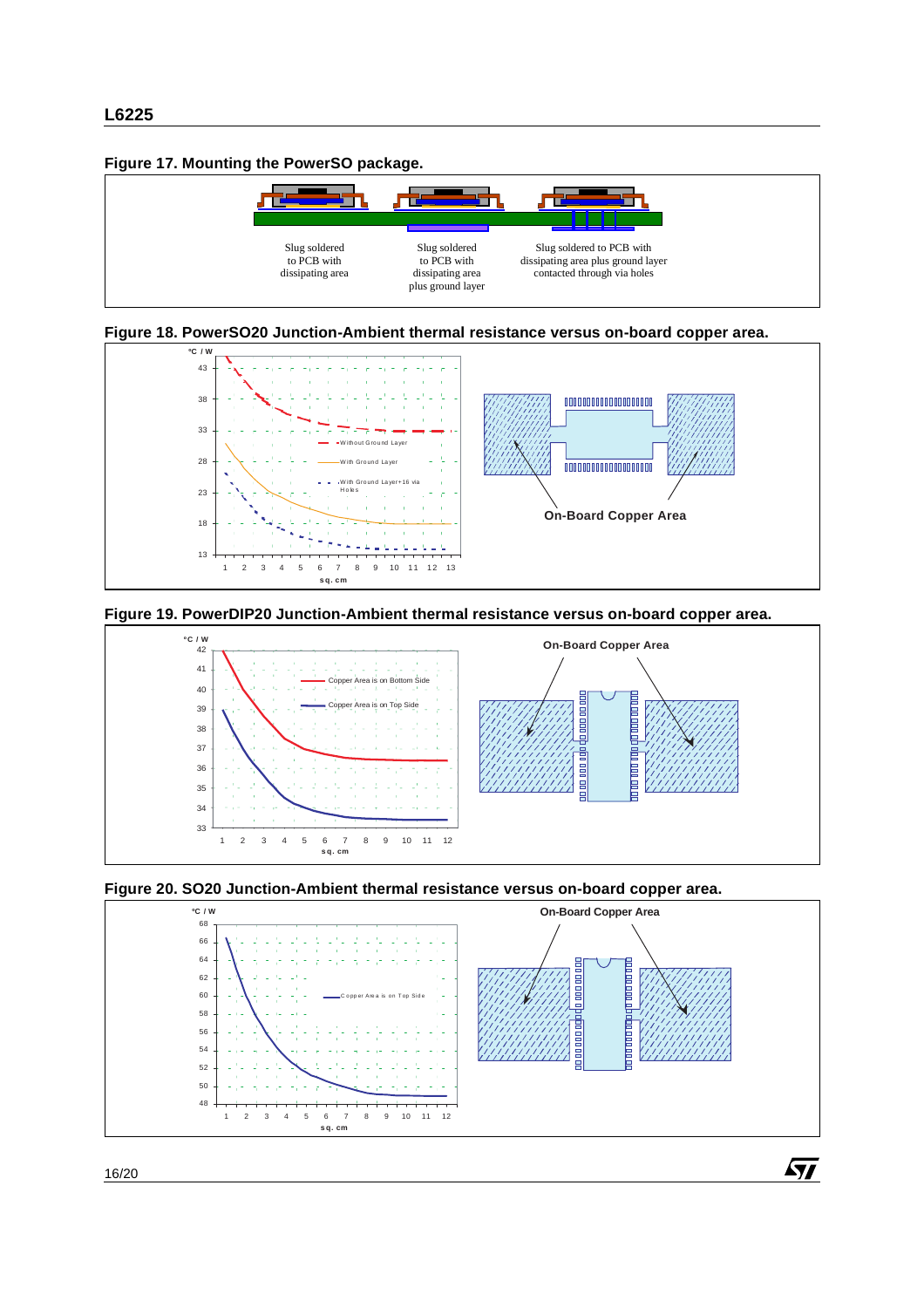**Figure 17. Mounting the PowerSO package.**

Slug soldered to PCB with dissipating area

Slug soldered to PCB with dissipating area plus ground layer

Slug soldered to PCB with dissipating area plus ground layer contacted through via holes

**Figure 18. PowerSO20 Junction-Ambient thermal resistance versus on-board copper area.**

°C / W

Without Ground Layer

With Ground Layer

With Ground Layer+16 via Holes

sq. cm

On-Board Copper Area

**Figure 19. PowerDIP20 Junction-Ambient thermal resistance versus on-board copper area.**

°C / W

Copper Area is on Bottom Side

Copper Area is on Top Side

sq. cm

On-Board Copper Area

**Figure 20. SO20 Junction-Ambient thermal resistance versus on-board copper area.**

°C / W

Copper Area is on Top Side

sq. cm

On-Board Copper Area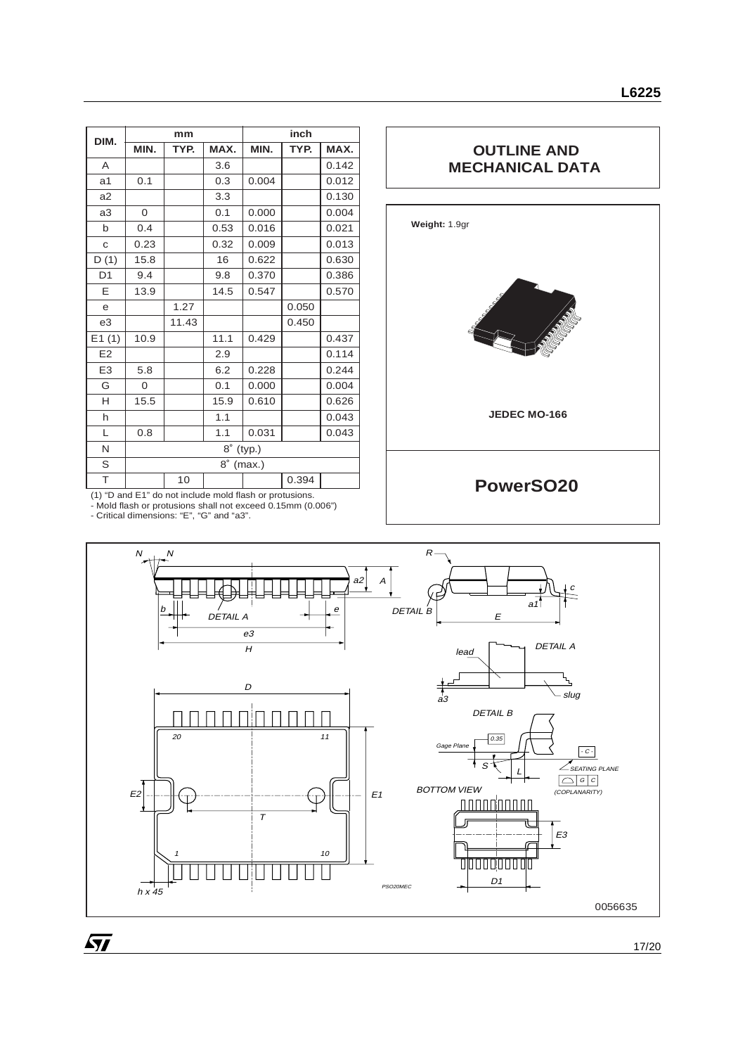| DIM. | mm | | | inch | | |
|---|---|---|---|---|---|---|
| | MIN. | TYP. | MAX. | MIN. | TYP. | MAX. |
| A | | | 3.6 | | | 0.142 |
| a1 | 0.1 | | 0.3 | 0.004 | | 0.012 |
| a2 | | | 3.3 | | | 0.130 |
| a3 | 0 | | 0.1 | 0.000 | | 0.004 |
| b | 0.4 | | 0.53 | 0.016 | | 0.021 |
| c | 0.23 | | 0.32 | 0.009 | | 0.013 |
| D (1) | 15.8 | | 16 | 0.622 | | 0.630 |
| D1 | 9.4 | | 9.8 | 0.370 | | 0.386 |
| E | 13.9 | | 14.5 | 0.547 | | 0.570 |
| e | | 1.27 | | | 0.050 | |
| e3 | | 11.43 | | | 0.450 | |
| E1 (1) | 10.9 | | 11.1 | 0.429 | | 0.437 |
| E2 | | | 2.9 | | | 0.114 |
| E3 | 5.8 | | 6.2 | 0.228 | | 0.244 |
| G | 0 | | 0.1 | 0.000 | | 0.004 |
| H | 15.5 | | 15.9 | 0.610 | | 0.626 |
| h | | | 1.1 | | | 0.043 |
| L | 0.8 | | 1.1 | 0.031 | | 0.043 |
| N | 8° (typ.) | | | | | |
| S | 8° (max.) | | | | | |
| T | | 10 | | | 0.394 | |

(1) "D and E1" do not include mold flash or protusions.
- Mold flash or protusions shall not exceed 0.15mm (0.006")
- Critical dimensions: "E", "G" and "a3".

## OUTLINE AND MECHANICAL DATA

**Weight:** 1.9gr

**JEDEC MO-166**

## PowerSO20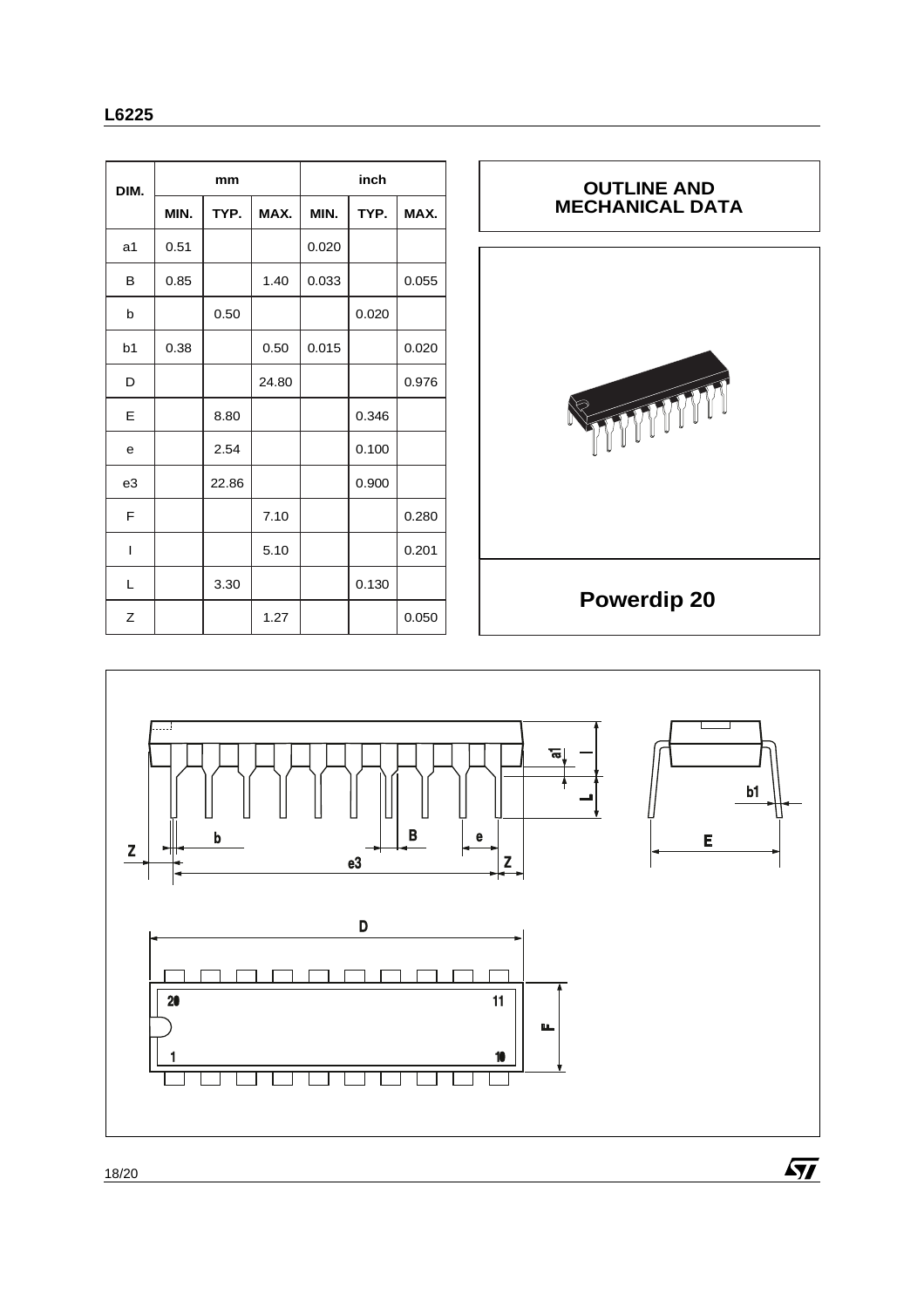| DIM. | mm | | | inch | | |
|---|---|---|---|---|---|---|
| | MIN. | TYP. | MAX. | MIN. | TYP. | MAX. |
| a1 | 0.51 | | | 0.020 | | |
| B | 0.85 | | 1.40 | 0.033 | | 0.055 |
| b | | 0.50 | | | 0.020 | |
| b1 | 0.38 | | 0.50 | 0.015 | | 0.020 |
| D | | | 24.80 | | | 0.976 |
| E | | 8.80 | | | 0.346 | |
| e | | 2.54 | | | 0.100 | |
| e3 | | 22.86 | | | 0.900 | |
| F | | | 7.10 | | | 0.280 |
| I | | | 5.10 | | | 0.201 |
| L | | 3.30 | | | 0.130 | |
| Z | | | 1.27 | | | 0.050 |

## OUTLINE AND MECHANICAL DATA

**Powerdip 20**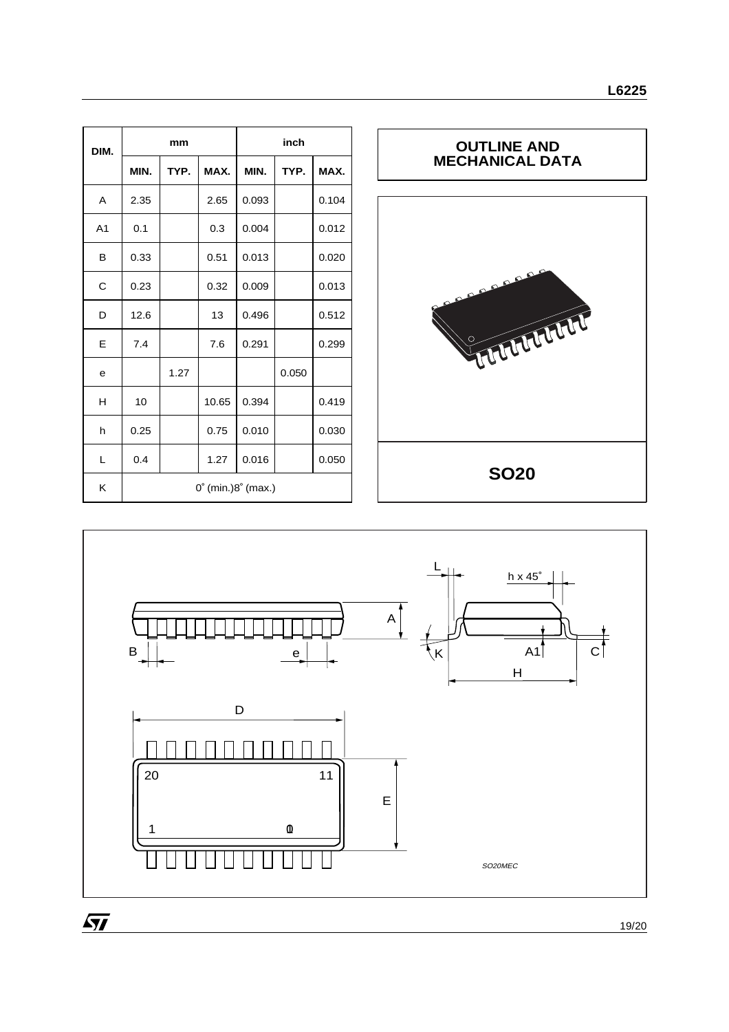| DIM. | mm | | | inch | | |
|---|---|---|---|---|---|---|
| | MIN. | TYP. | MAX. | MIN. | TYP. | MAX. |
| A | 2.35 | | 2.65 | 0.093 | | 0.104 |
| A1 | 0.1 | | 0.3 | 0.004 | | 0.012 |
| B | 0.33 | | 0.51 | 0.013 | | 0.020 |
| C | 0.23 | | 0.32 | 0.009 | | 0.013 |
| D | 12.6 | | 13 | 0.496 | | 0.512 |
| E | 7.4 | | 7.6 | 0.291 | | 0.299 |
| e | | 1.27 | | | 0.050 | |
| H | 10 | | 10.65 | 0.394 | | 0.419 |
| h | 0.25 | | 0.75 | 0.010 | | 0.030 |
| L | 0.4 | | 1.27 | 0.016 | | 0.050 |
| K | 0° (min.)8° (max.) | | | | | |

## OUTLINE AND MECHANICAL DATA

**SO20**

SO20MEC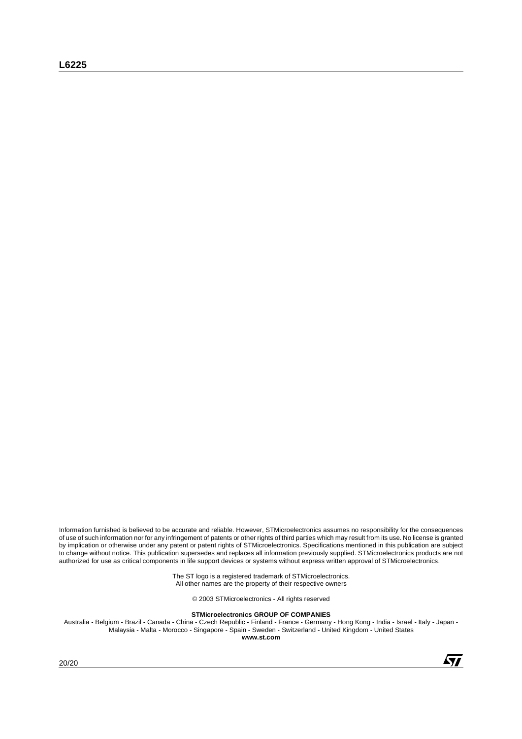Information furnished is believed to be accurate and reliable. However, STMicroelectronics assumes no responsibility for the consequences of use of such information nor for any infringement of patents or other rights of third parties which may result from its use. No license is granted by implication or otherwise under any patent or patent rights of STMicroelectronics. Specifications mentioned in this publication are subject to change without notice. This publication supersedes and replaces all information previously supplied. STMicroelectronics products are not authorized for use as critical components in life support devices or systems without express written approval of STMicroelectronics.

The ST logo is a registered trademark of STMicroelectronics.
All other names are the property of their respective owners

© 2003 STMicroelectronics - All rights reserved

**STMicroelectronics GROUP OF COMPANIES**

Australia - Belgium - Brazil - Canada - China - Czech Republic - Finland - France - Germany - Hong Kong - India - Israel - Italy - Japan - Malaysia - Malta - Morocco - Singapore - Spain - Sweden - Switzerland - United Kingdom - United States

**www.st.com**